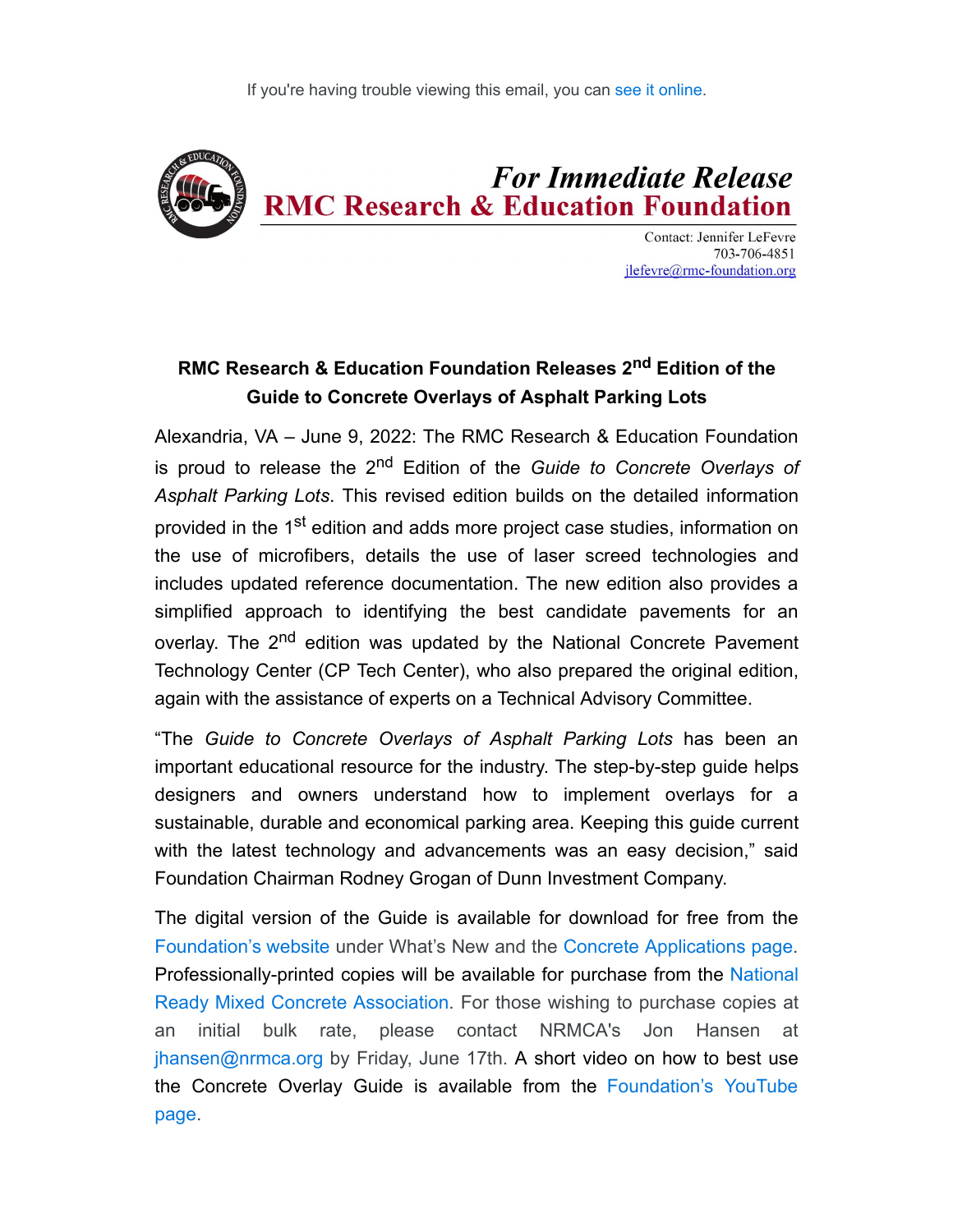If you're having trouble viewing this email, you can see it online.

# *For Immediate Release*
# RMC Research & Education Foundation

Contact: Jennifer LeFevre
703-706-4851
jlefevre@rmc-foundation.org

## RMC Research & Education Foundation Releases 2nd Edition of the Guide to Concrete Overlays of Asphalt Parking Lots

Alexandria, VA – June 9, 2022: The RMC Research & Education Foundation is proud to release the 2nd Edition of the *Guide to Concrete Overlays of Asphalt Parking Lots*. This revised edition builds on the detailed information provided in the 1st edition and adds more project case studies, information on the use of microfibers, details the use of laser screed technologies and includes updated reference documentation. The new edition also provides a simplified approach to identifying the best candidate pavements for an overlay. The 2nd edition was updated by the National Concrete Pavement Technology Center (CP Tech Center), who also prepared the original edition, again with the assistance of experts on a Technical Advisory Committee.

"The *Guide to Concrete Overlays of Asphalt Parking Lots* has been an important educational resource for the industry. The step-by-step guide helps designers and owners understand how to implement overlays for a sustainable, durable and economical parking area. Keeping this guide current with the latest technology and advancements was an easy decision," said Foundation Chairman Rodney Grogan of Dunn Investment Company.

The digital version of the Guide is available for download for free from the Foundation's website under What's New and the Concrete Applications page. Professionally-printed copies will be available for purchase from the National Ready Mixed Concrete Association. For those wishing to purchase copies at an initial bulk rate, please contact NRMCA's Jon Hansen at jhansen@nrmca.org by Friday, June 17th. A short video on how to best use the Concrete Overlay Guide is available from the Foundation's YouTube page.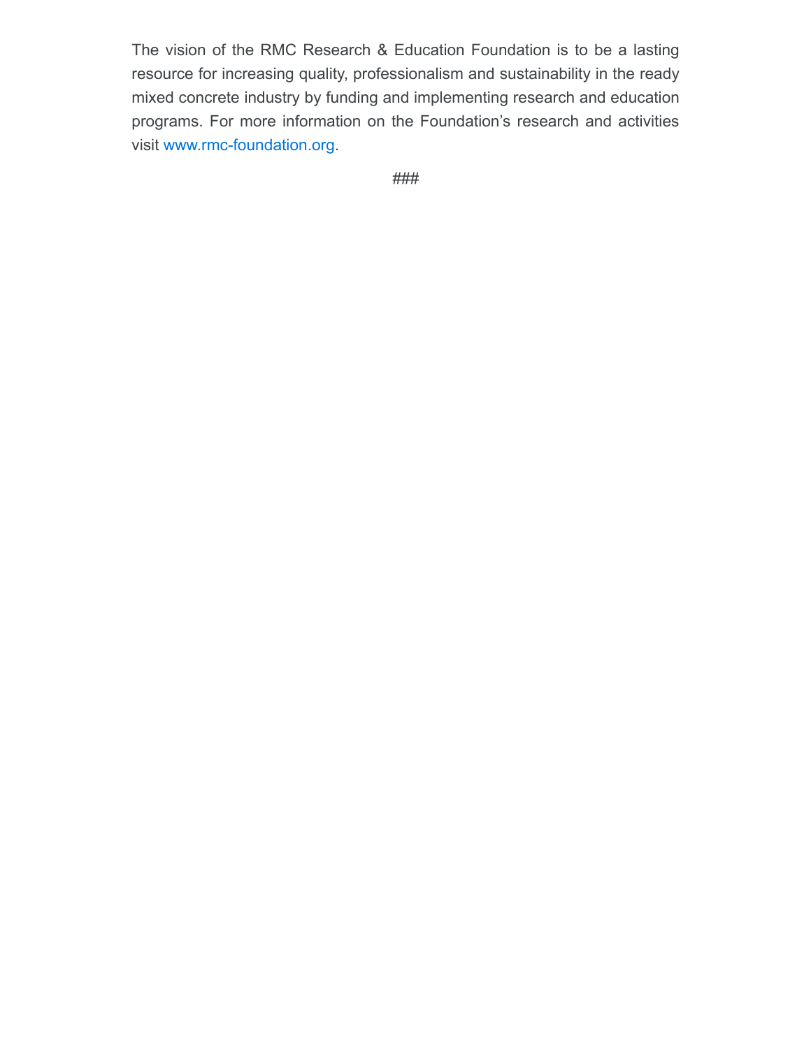The vision of the RMC Research & Education Foundation is to be a lasting resource for increasing quality, professionalism and sustainability in the ready mixed concrete industry by funding and implementing research and education programs. For more information on the Foundation's research and activities visit www.rmc-foundation.org.

###